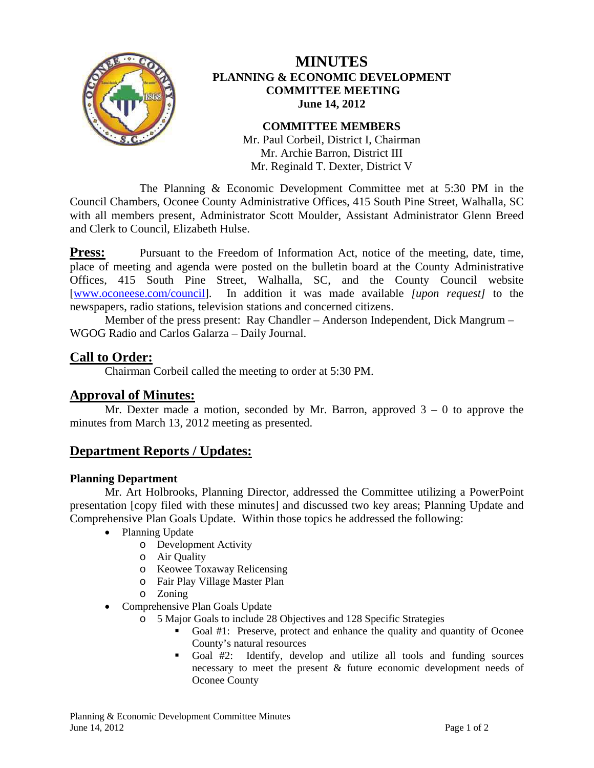# MINUTES
## PLANNING & ECONOMIC DEVELOPMENT COMMITTEE MEETING
### June 14, 2012

**COMMITTEE MEMBERS**
Mr. Paul Corbeil, District I, Chairman
Mr. Archie Barron, District III
Mr. Reginald T. Dexter, District V

The Planning & Economic Development Committee met at 5:30 PM in the Council Chambers, Oconee County Administrative Offices, 415 South Pine Street, Walhalla, SC with all members present, Administrator Scott Moulder, Assistant Administrator Glenn Breed and Clerk to Council, Elizabeth Hulse.

**Press:** Pursuant to the Freedom of Information Act, notice of the meeting, date, time, place of meeting and agenda were posted on the bulletin board at the County Administrative Offices, 415 South Pine Street, Walhalla, SC, and the County Council website [www.oconeese.com/council]. In addition it was made available *[upon request]* to the newspapers, radio stations, television stations and concerned citizens.

Member of the press present: Ray Chandler – Anderson Independent, Dick Mangrum – WGOG Radio and Carlos Galarza – Daily Journal.

## Call to Order:

Chairman Corbeil called the meeting to order at 5:30 PM.

## Approval of Minutes:

Mr. Dexter made a motion, seconded by Mr. Barron, approved 3 – 0 to approve the minutes from March 13, 2012 meeting as presented.

## Department Reports / Updates:

### Planning Department

Mr. Art Holbrooks, Planning Director, addressed the Committee utilizing a PowerPoint presentation [copy filed with these minutes] and discussed two key areas; Planning Update and Comprehensive Plan Goals Update. Within those topics he addressed the following:

- Planning Update
  - Development Activity
  - Air Quality
  - Keowee Toxaway Relicensing
  - Fair Play Village Master Plan
  - Zoning
- Comprehensive Plan Goals Update
  - 5 Major Goals to include 28 Objectives and 128 Specific Strategies
    - Goal #1: Preserve, protect and enhance the quality and quantity of Oconee County's natural resources
    - Goal #2: Identify, develop and utilize all tools and funding sources necessary to meet the present & future economic development needs of Oconee County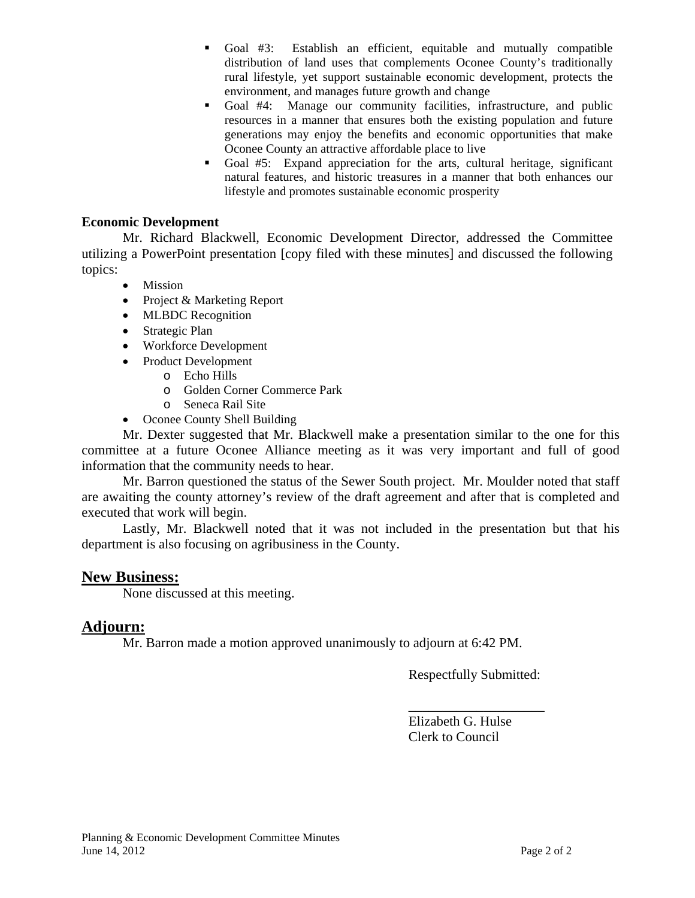- Goal #3: Establish an efficient, equitable and mutually compatible distribution of land uses that complements Oconee County's traditionally rural lifestyle, yet support sustainable economic development, protects the environment, and manages future growth and change
- Goal #4: Manage our community facilities, infrastructure, and public resources in a manner that ensures both the existing population and future generations may enjoy the benefits and economic opportunities that make Oconee County an attractive affordable place to live
- Goal #5: Expand appreciation for the arts, cultural heritage, significant natural features, and historic treasures in a manner that both enhances our lifestyle and promotes sustainable economic prosperity

**Economic Development**

Mr. Richard Blackwell, Economic Development Director, addressed the Committee utilizing a PowerPoint presentation [copy filed with these minutes] and discussed the following topics:

- Mission
- Project & Marketing Report
- MLBDC Recognition
- Strategic Plan
- Workforce Development
- Product Development
  - Echo Hills
  - Golden Corner Commerce Park
  - Seneca Rail Site
- Oconee County Shell Building

Mr. Dexter suggested that Mr. Blackwell make a presentation similar to the one for this committee at a future Oconee Alliance meeting as it was very important and full of good information that the community needs to hear.

Mr. Barron questioned the status of the Sewer South project. Mr. Moulder noted that staff are awaiting the county attorney's review of the draft agreement and after that is completed and executed that work will begin.

Lastly, Mr. Blackwell noted that it was not included in the presentation but that his department is also focusing on agribusiness in the County.

## New Business:

None discussed at this meeting.

## Adjourn:

Mr. Barron made a motion approved unanimously to adjourn at 6:42 PM.

Respectfully Submitted:

____________________

Elizabeth G. Hulse
Clerk to Council